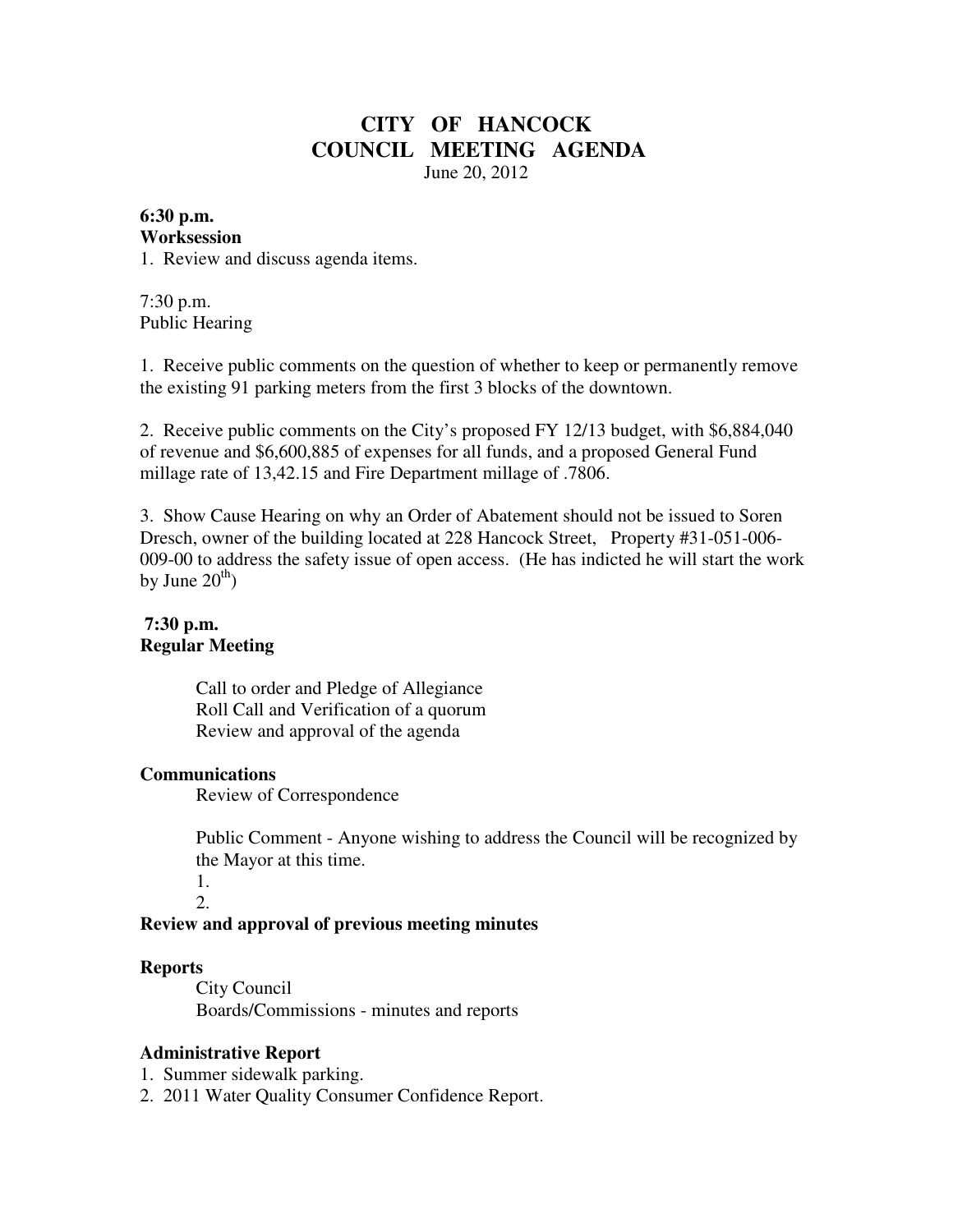# CITY OF HANCOCK
# COUNCIL MEETING AGENDA

June 20, 2012

**6:30 p.m.**
**Worksession**

1. Review and discuss agenda items.

7:30 p.m.
Public Hearing

1. Receive public comments on the question of whether to keep or permanently remove the existing 91 parking meters from the first 3 blocks of the downtown.

2. Receive public comments on the City's proposed FY 12/13 budget, with $6,884,040 of revenue and $6,600,885 of expenses for all funds, and a proposed General Fund millage rate of 13,42.15 and Fire Department millage of .7806.

3. Show Cause Hearing on why an Order of Abatement should not be issued to Soren Dresch, owner of the building located at 228 Hancock Street, Property #31-051-006-009-00 to address the safety issue of open access. (He has indicted he will start the work by June 20th)

**7:30 p.m.**
**Regular Meeting**

Call to order and Pledge of Allegiance
Roll Call and Verification of a quorum
Review and approval of the agenda

**Communications**

Review of Correspondence

Public Comment - Anyone wishing to address the Council will be recognized by the Mayor at this time.

1.
2.

**Review and approval of previous meeting minutes**

**Reports**

City Council
Boards/Commissions - minutes and reports

**Administrative Report**

1. Summer sidewalk parking.
2. 2011 Water Quality Consumer Confidence Report.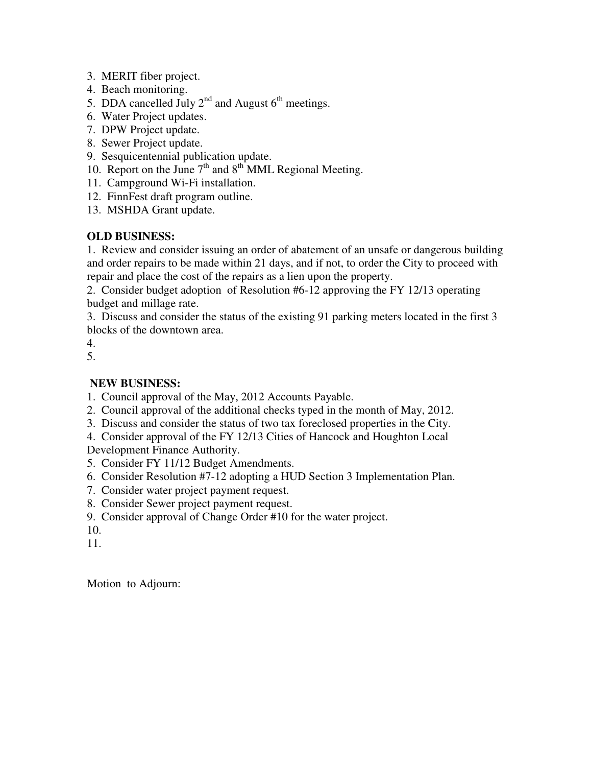3. MERIT fiber project.
4. Beach monitoring.
5. DDA cancelled July 2nd and August 6th meetings.
6. Water Project updates.
7. DPW Project update.
8. Sewer Project update.
9. Sesquicentennial publication update.
10. Report on the June 7th and 8th MML Regional Meeting.
11. Campground Wi-Fi installation.
12. FinnFest draft program outline.
13. MSHDA Grant update.

**OLD BUSINESS:**

1. Review and consider issuing an order of abatement of an unsafe or dangerous building and order repairs to be made within 21 days, and if not, to order the City to proceed with repair and place the cost of the repairs as a lien upon the property.
2. Consider budget adoption of Resolution #6-12 approving the FY 12/13 operating budget and millage rate.
3. Discuss and consider the status of the existing 91 parking meters located in the first 3 blocks of the downtown area.
4.
5.

**NEW BUSINESS:**

1. Council approval of the May, 2012 Accounts Payable.
2. Council approval of the additional checks typed in the month of May, 2012.
3. Discuss and consider the status of two tax foreclosed properties in the City.
4. Consider approval of the FY 12/13 Cities of Hancock and Houghton Local Development Finance Authority.
5. Consider FY 11/12 Budget Amendments.
6. Consider Resolution #7-12 adopting a HUD Section 3 Implementation Plan.
7. Consider water project payment request.
8. Consider Sewer project payment request.
9. Consider approval of Change Order #10 for the water project.
10.
11.

Motion to Adjourn: